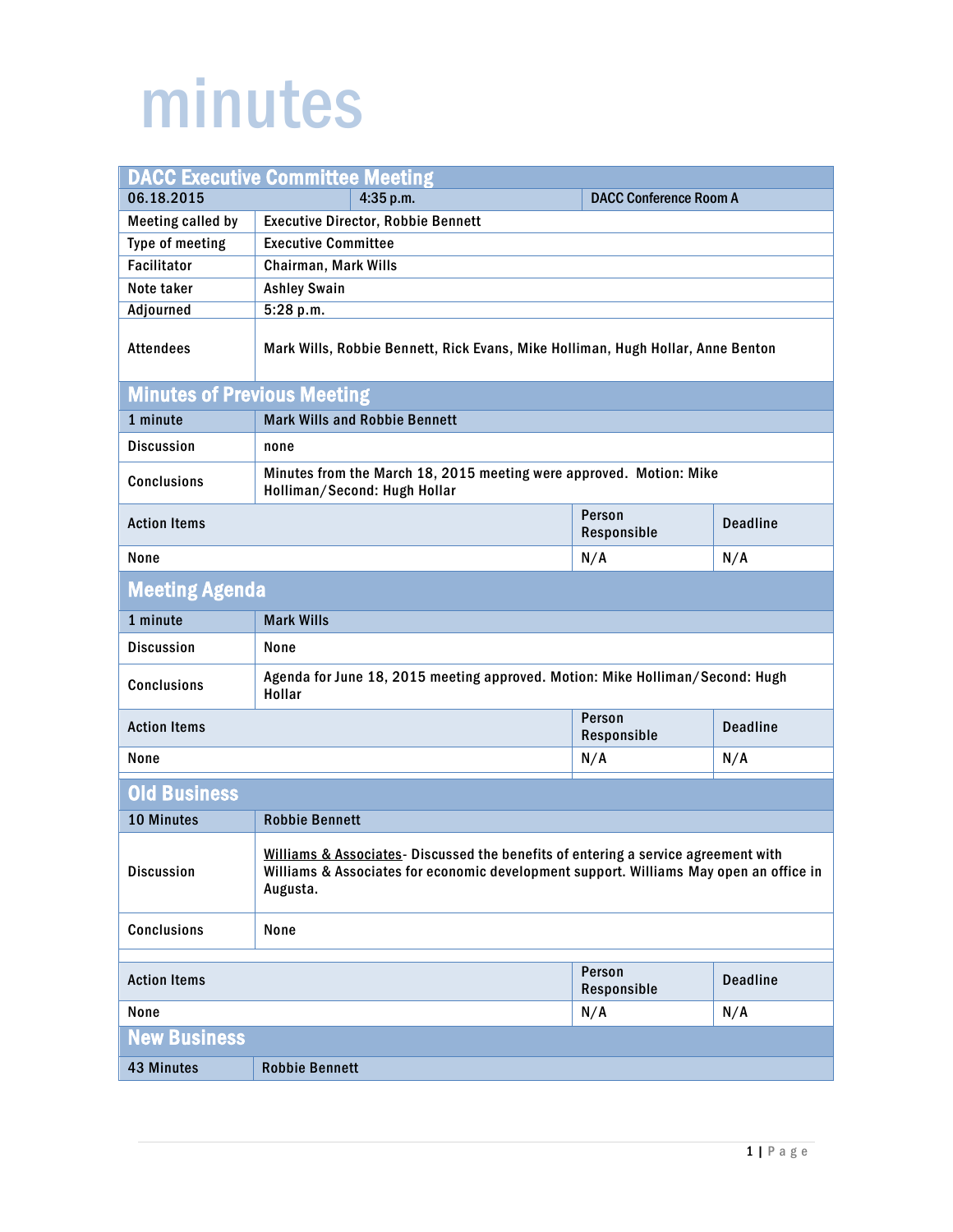# minutes

## DACC Executive Committee Meeting

| 06.18.2015 | 4:35 p.m. | DACC Conference Room A |
|---|---|---|

| | |
|---|---|
| Meeting called by | Executive Director, Robbie Bennett |
| Type of meeting | Executive Committee |
| Facilitator | Chairman, Mark Wills |
| Note taker | Ashley Swain |
| Adjourned | 5:28 p.m. |
| Attendees | Mark Wills, Robbie Bennett, Rick Evans, Mike Holliman, Hugh Hollar, Anne Benton |

## Minutes of Previous Meeting

| 1 minute | Mark Wills and Robbie Bennett |
|---|---|
| Discussion | none |
| Conclusions | Minutes from the March 18, 2015 meeting were approved. Motion: Mike Holliman/Second: Hugh Hollar |

| Action Items | Person Responsible | Deadline |
|---|---|---|
| None | N/A | N/A |

## Meeting Agenda

| 1 minute | Mark Wills |
|---|---|
| Discussion | None |
| Conclusions | Agenda for June 18, 2015 meeting approved. Motion: Mike Holliman/Second: Hugh Hollar |

| Action Items | Person Responsible | Deadline |
|---|---|---|
| None | N/A | N/A |

## Old Business

| 10 Minutes | Robbie Bennett |
|---|---|
| Discussion | Williams & Associates- Discussed the benefits of entering a service agreement with Williams & Associates for economic development support. Williams May open an office in Augusta. |
| Conclusions | None |

| Action Items | Person Responsible | Deadline |
|---|---|---|
| None | N/A | N/A |

## New Business

| 43 Minutes | Robbie Bennett |
|---|---|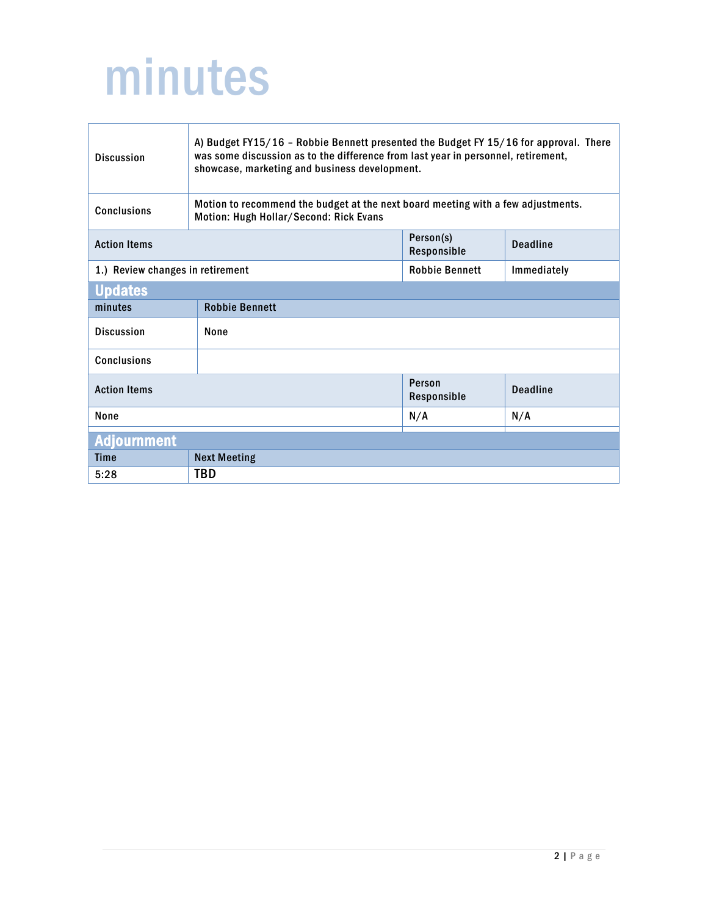# minutes

| | | | |
|---|---|---|---|
| Discussion | A) Budget FY15/16 – Robbie Bennett presented the Budget FY 15/16 for approval. There was some discussion as to the difference from last year in personnel, retirement, showcase, marketing and business development. | | |
| Conclusions | Motion to recommend the budget at the next board meeting with a few adjustments. Motion: Hugh Hollar/Second: Rick Evans | | |
| Action Items | | Person(s) Responsible | Deadline |
| 1.) Review changes in retirement | | Robbie Bennett | Immediately |

## Updates

| | | | |
|---|---|---|---|
| minutes | Robbie Bennett | | |
| Discussion | None | | |
| Conclusions | | | |
| Action Items | | Person Responsible | Deadline |
| None | | N/A | N/A |

## Adjournment

| Time | Next Meeting |
|---|---|
| 5:28 | TBD |